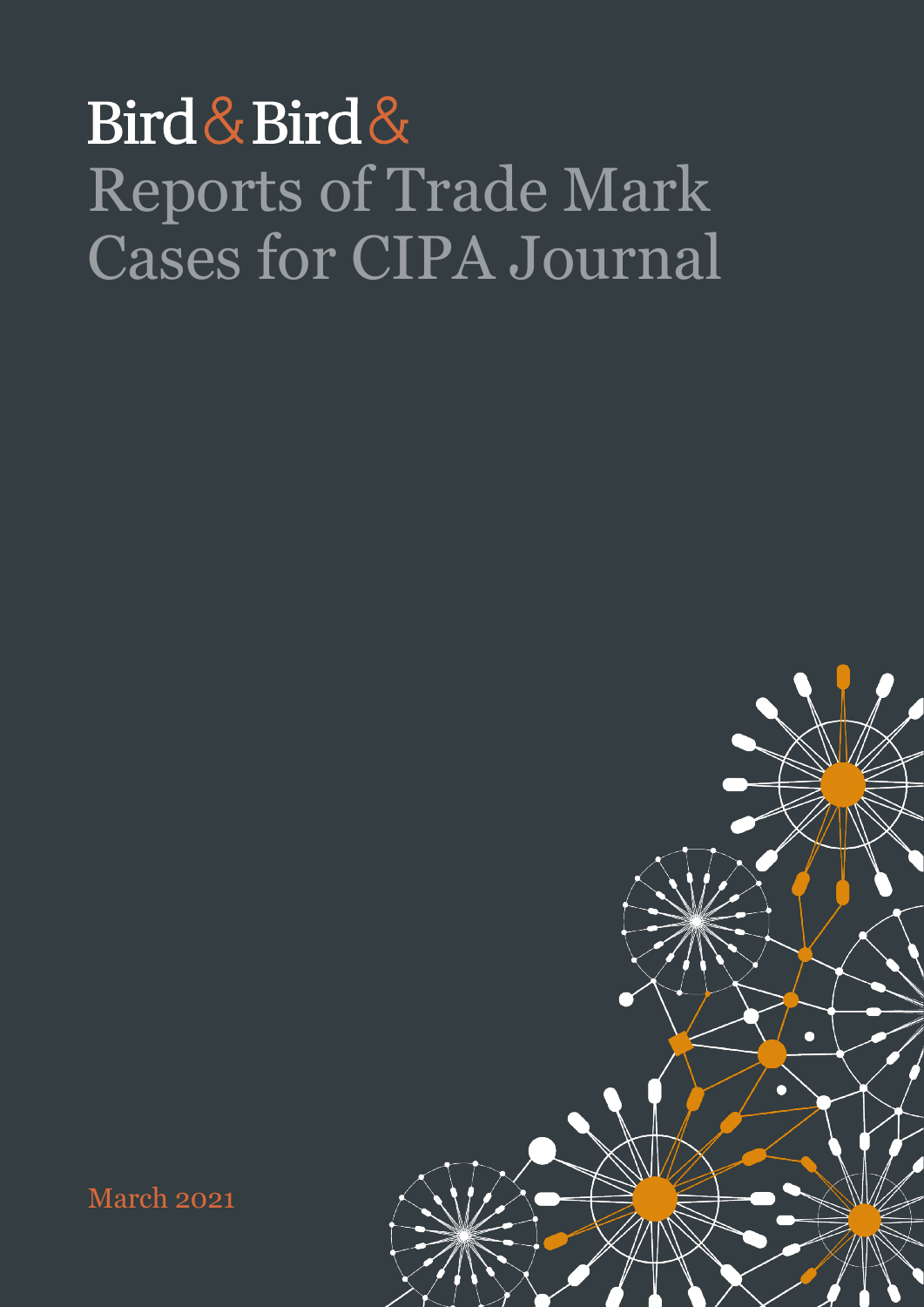Bird & Bird &

# Reports of Trade Mark Cases for CIPA Journal

March 2021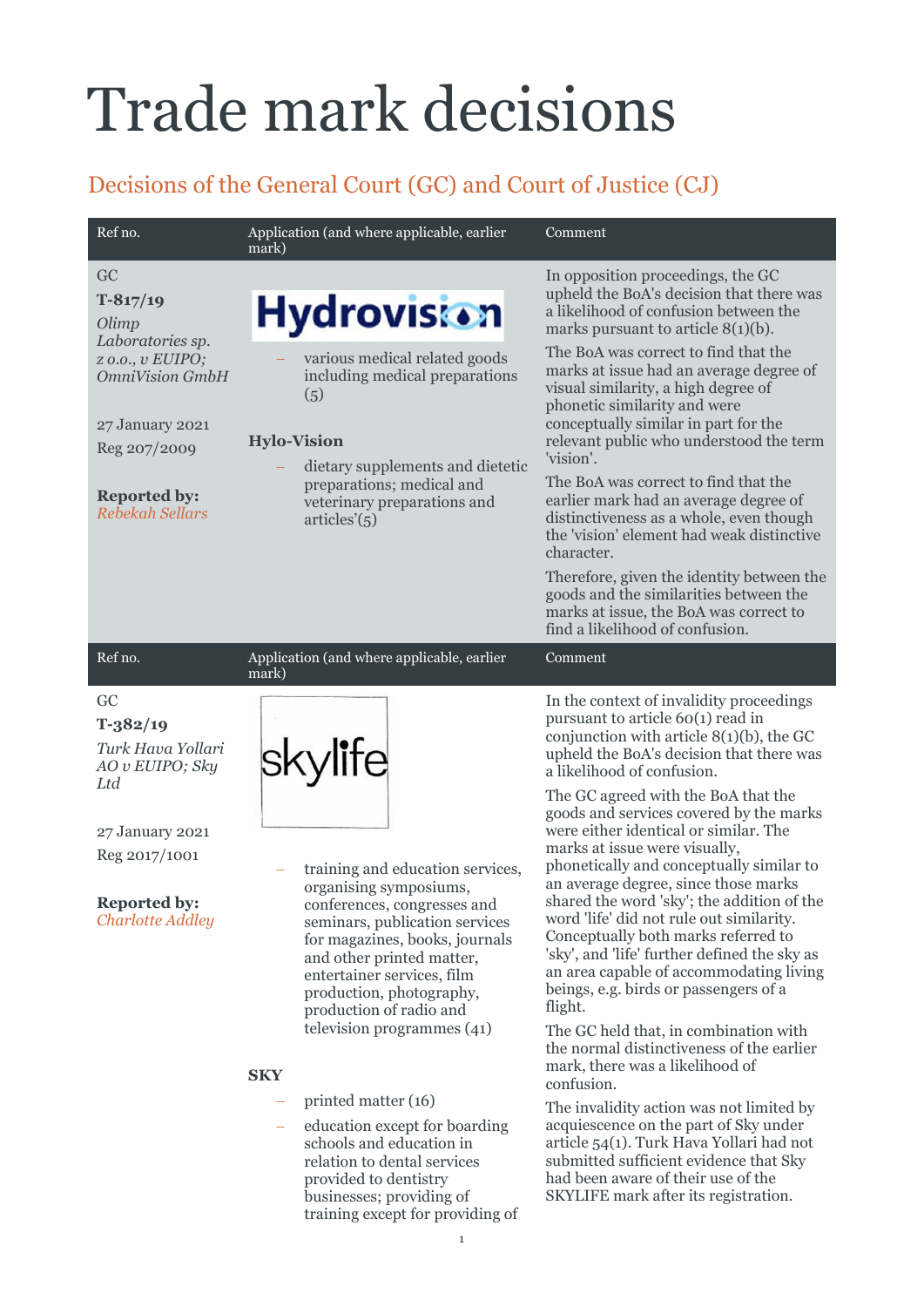# Trade mark decisions

## Decisions of the General Court (GC) and Court of Justice (CJ)

| Ref no. | Application (and where applicable, earlier mark) | Comment |
|---|---|---|
| GC<br>**T-817/19**<br>*Olimp Laboratories sp. z o.o., v EUIPO; OmniVision GmbH*<br><br>27 January 2021<br>Reg 207/2009<br><br>**Reported by:** *Rebekah Sellars* | Hydrovision<br><br>– various medical related goods including medical preparations (5)<br><br>**Hylo-Vision**<br><br>– dietary supplements and dietetic preparations; medical and veterinary preparations and articles'(5) | In opposition proceedings, the GC upheld the BoA's decision that there was a likelihood of confusion between the marks pursuant to article 8(1)(b).<br><br>The BoA was correct to find that the marks at issue had an average degree of visual similarity, a high degree of phonetic similarity and were conceptually similar in part for the relevant public who understood the term 'vision'.<br><br>The BoA was correct to find that the earlier mark had an average degree of distinctiveness as a whole, even though the 'vision' element had weak distinctive character.<br><br>Therefore, given the identity between the goods and the similarities between the marks at issue, the BoA was correct to find a likelihood of confusion. |

| Ref no. | Application (and where applicable, earlier mark) | Comment |
|---|---|---|
| GC<br>**T-382/19**<br>*Turk Hava Yollari AO v EUIPO; Sky Ltd*<br><br>27 January 2021<br>Reg 2017/1001<br><br>**Reported by:** *Charlotte Addley* | skylife<br><br>– training and education services, organising symposiums, conferences, congresses and seminars, publication services for magazines, books, journals and other printed matter, entertainer services, film production, photography, production of radio and television programmes (41)<br><br>**SKY**<br><br>– printed matter (16)<br>– education except for boarding schools and education in relation to dental services provided to dentistry businesses; providing of training except for providing of | In the context of invalidity proceedings pursuant to article 60(1) read in conjunction with article 8(1)(b), the GC upheld the BoA's decision that there was a likelihood of confusion.<br><br>The GC agreed with the BoA that the goods and services covered by the marks were either identical or similar. The marks at issue were visually, phonetically and conceptually similar to an average degree, since those marks shared the word 'sky'; the addition of the word 'life' did not rule out similarity. Conceptually both marks referred to 'sky', and 'life' further defined the sky as an area capable of accommodating living beings, e.g. birds or passengers of a flight.<br><br>The GC held that, in combination with the normal distinctiveness of the earlier mark, there was a likelihood of confusion.<br><br>The invalidity action was not limited by acquiescence on the part of Sky under article 54(1). Turk Hava Yollari had not submitted sufficient evidence that Sky had been aware of their use of the SKYLIFE mark after its registration. |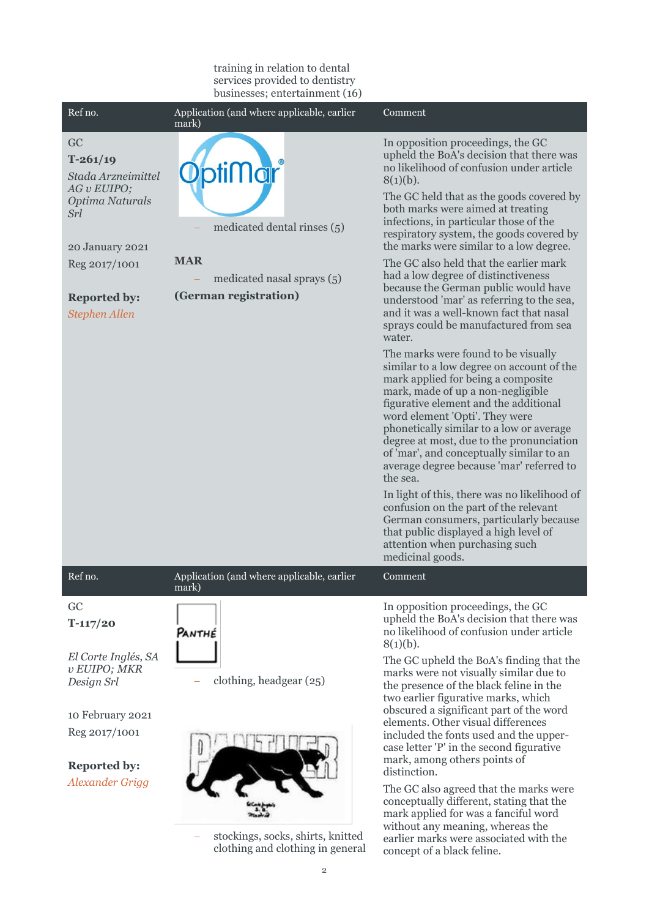training in relation to dental services provided to dentistry businesses; entertainment (16)

| Ref no. | Application (and where applicable, earlier mark) | Comment |
|---|---|---|
| GC<br>**T-261/19**<br>*Stada Arzneimittel AG v EUIPO; Optima Naturals Srl*<br><br>20 January 2021<br>Reg 2017/1001<br><br>**Reported by:**<br>*Stephen Allen* | OptiMar®<br>– medicated dental rinses (5)<br><br>**MAR**<br>– medicated nasal sprays (5)<br>**(German registration)** | In opposition proceedings, the GC upheld the BoA's decision that there was no likelihood of confusion under article 8(1)(b).<br><br>The GC held that as the goods covered by both marks were aimed at treating infections, in particular those of the respiratory system, the goods covered by the marks were similar to a low degree.<br><br>The GC also held that the earlier mark had a low degree of distinctiveness because the German public would have understood 'mar' as referring to the sea, and it was a well-known fact that nasal sprays could be manufactured from sea water.<br><br>The marks were found to be visually similar to a low degree on account of the mark applied for being a composite mark, made of up a non-negligible figurative element and the additional word element 'Opti'. They were phonetically similar to a low or average degree at most, due to the pronunciation of 'mar', and conceptually similar to an average degree because 'mar' referred to the sea.<br><br>In light of this, there was no likelihood of confusion on the part of the relevant German consumers, particularly because that public displayed a high level of attention when purchasing such medicinal goods. |

| Ref no. | Application (and where applicable, earlier mark) | Comment |
|---|---|---|
| GC<br>**T-117/20**<br><br>*El Corte Inglés, SA v EUIPO; MKR Design Srl*<br><br>10 February 2021<br>Reg 2017/1001<br><br>**Reported by:**<br>*Alexander Grigg* | PANTHÉ<br>– clothing, headgear (25)<br><br>PANTHER<br>– stockings, socks, shirts, knitted clothing and clothing in general | In opposition proceedings, the GC upheld the BoA's decision that there was no likelihood of confusion under article 8(1)(b).<br><br>The GC upheld the BoA's finding that the marks were not visually similar due to the presence of the black feline in the two earlier figurative marks, which obscured a significant part of the word elements. Other visual differences included the fonts used and the upper-case letter 'P' in the second figurative mark, among others points of distinction.<br><br>The GC also agreed that the marks were conceptually different, stating that the mark applied for was a fanciful word without any meaning, whereas the earlier marks were associated with the concept of a black feline. |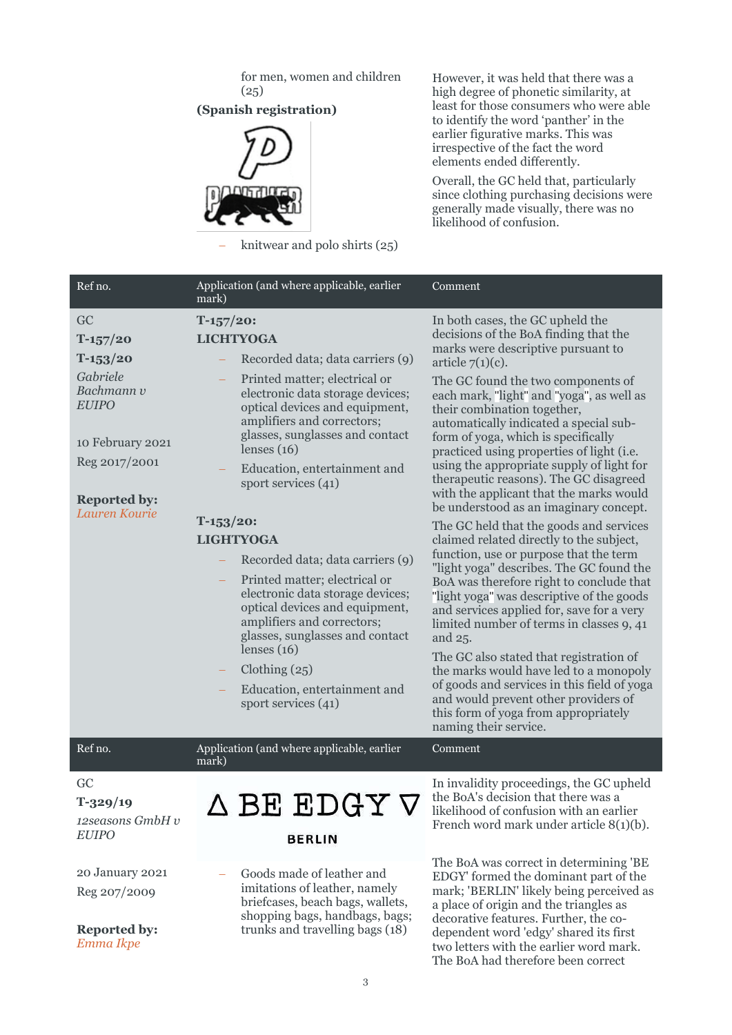| | | |
|---|---|---|
| | for men, women and children (25)<br><br>**(Spanish registration)**<br><br>– knitwear and polo shirts (25) | However, it was held that there was a high degree of phonetic similarity, at least for those consumers who were able to identify the word 'panther' in the earlier figurative marks. This was irrespective of the fact the word elements ended differently.<br><br>Overall, the GC held that, particularly since clothing purchasing decisions were generally made visually, there was no likelihood of confusion. |

| Ref no. | Application (and where applicable, earlier mark) | Comment |
|---|---|---|
| GC<br>**T-157/20**<br>**T-153/20**<br>*Gabriele Bachmann v EUIPO*<br><br>10 February 2021<br>Reg 2017/2001<br><br>**Reported by:** *Lauren Kourie* | **T-157/20:**<br>**LICHTYOGA**<br>– Recorded data; data carriers (9)<br>– Printed matter; electrical or electronic data storage devices; optical devices and equipment, amplifiers and correctors; glasses, sunglasses and contact lenses (16)<br>– Education, entertainment and sport services (41)<br><br>**T-153/20:**<br>**LIGHTYOGA**<br>– Recorded data; data carriers (9)<br>– Printed matter; electrical or electronic data storage devices; optical devices and equipment, amplifiers and correctors; glasses, sunglasses and contact lenses (16)<br>– Clothing (25)<br>– Education, entertainment and sport services (41) | In both cases, the GC upheld the decisions of the BoA finding that the marks were descriptive pursuant to article 7(1)(c).<br><br>The GC found the two components of each mark, "light" and "yoga", as well as their combination together, automatically indicated a special sub-form of yoga, which is specifically practiced using properties of light (i.e. using the appropriate supply of light for therapeutic reasons). The GC disagreed with the applicant that the marks would be understood as an imaginary concept.<br><br>The GC held that the goods and services claimed related directly to the subject, function, use or purpose that the term "light yoga" describes. The GC found the BoA was therefore right to conclude that "light yoga" was descriptive of the goods and services applied for, save for a very limited number of terms in classes 9, 41 and 25.<br><br>The GC also stated that registration of the marks would have led to a monopoly of goods and services in this field of yoga and would prevent other providers of this form of yoga from appropriately naming their service. |

| Ref no. | Application (and where applicable, earlier mark) | Comment |
|---|---|---|
| GC<br>**T-329/19**<br>*12seasons GmbH v EUIPO*<br><br>20 January 2021<br>Reg 207/2009<br><br>**Reported by:** *Emma Ikpe* | Δ BE EDGY ∇<br>BERLIN<br><br>– Goods made of leather and imitations of leather, namely briefcases, beach bags, wallets, shopping bags, handbags, bags; trunks and travelling bags (18) | In invalidity proceedings, the GC upheld the BoA's decision that there was a likelihood of confusion with an earlier French word mark under article 8(1)(b).<br><br>The BoA was correct in determining 'BE EDGY' formed the dominant part of the mark; 'BERLIN' likely being perceived as a place of origin and the triangles as decorative features. Further, the co-dependent word 'edgy' shared its first two letters with the earlier word mark. The BoA had therefore been correct |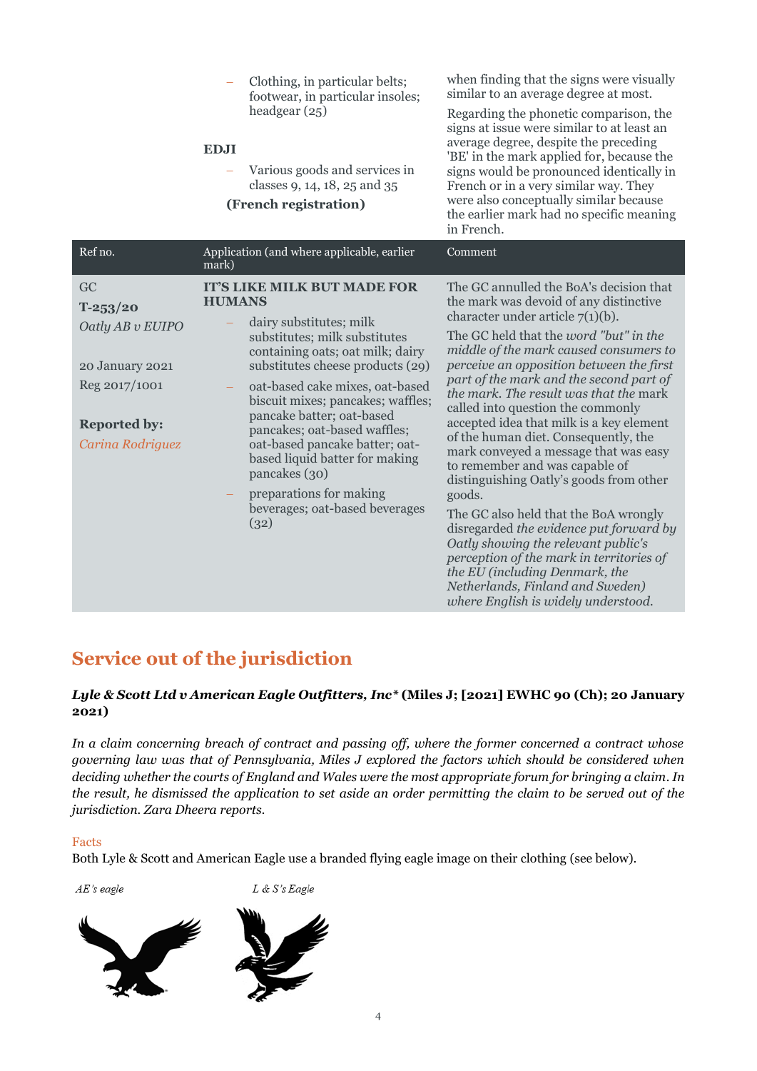| | | |
|---|---|---|
| | – Clothing, in particular belts; footwear, in particular insoles; headgear (25)<br><br>**EDJI**<br><br>– Various goods and services in classes 9, 14, 18, 25 and 35<br><br>**(French registration)** | when finding that the signs were visually similar to an average degree at most.<br><br>Regarding the phonetic comparison, the signs at issue were similar to at least an average degree, despite the preceding 'BE' in the mark applied for, because the signs would be pronounced identically in French or in a very similar way. They were also conceptually similar because the earlier mark had no specific meaning in French. |

| Ref no. | Application (and where applicable, earlier mark) | Comment |
|---|---|---|
| GC<br>**T-253/20**<br>*Oatly AB v EUIPO*<br><br>20 January 2021<br>Reg 2017/1001<br><br>**Reported by:**<br>*Carina Rodriguez* | **IT'S LIKE MILK BUT MADE FOR HUMANS**<br><br>– dairy substitutes; milk substitutes; milk substitutes containing oats; oat milk; dairy substitutes cheese products (29)<br><br>– oat-based cake mixes, oat-based biscuit mixes; pancakes; waffles; pancake batter; oat-based pancakes; oat-based waffles; oat-based pancake batter; oat-based liquid batter for making pancakes (30)<br><br>– preparations for making beverages; oat-based beverages (32) | The GC annulled the BoA's decision that the mark was devoid of any distinctive character under article 7(1)(b).<br><br>The GC held that the *word "but" in the middle of the mark caused consumers to perceive an opposition between the first part of the mark and the second part of the mark. The result was that the* mark called into question the commonly accepted idea that milk is a key element of the human diet. Consequently, the mark conveyed a message that was easy to remember and was capable of distinguishing Oatly's goods from other goods.<br><br>The GC also held that the BoA wrongly disregarded *the evidence put forward by Oatly showing the relevant public's perception of the mark in territories of the EU (including Denmark, the Netherlands, Finland and Sweden) where English is widely understood.* |

## Service out of the jurisdiction

***Lyle & Scott Ltd v American Eagle Outfitters, Inc\**** **(Miles J; [2021] EWHC 90 (Ch); 20 January 2021)**

*In a claim concerning breach of contract and passing off, where the former concerned a contract whose governing law was that of Pennsylvania, Miles J explored the factors which should be considered when deciding whether the courts of England and Wales were the most appropriate forum for bringing a claim. In the result, he dismissed the application to set aside an order permitting the claim to be served out of the jurisdiction. Zara Dheera reports.*

### Facts

Both Lyle & Scott and American Eagle use a branded flying eagle image on their clothing (see below).

*AE's eagle* *L & S's Eagle*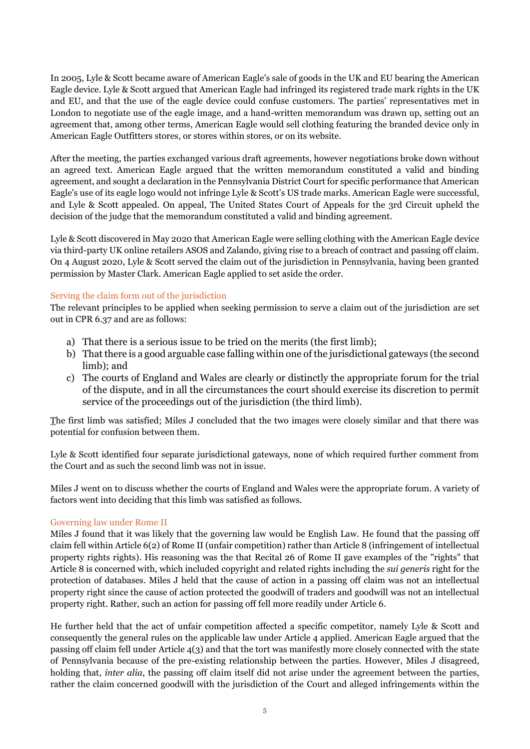In 2005, Lyle & Scott became aware of American Eagle's sale of goods in the UK and EU bearing the American Eagle device. Lyle & Scott argued that American Eagle had infringed its registered trade mark rights in the UK and EU, and that the use of the eagle device could confuse customers. The parties' representatives met in London to negotiate use of the eagle image, and a hand-written memorandum was drawn up, setting out an agreement that, among other terms, American Eagle would sell clothing featuring the branded device only in American Eagle Outfitters stores, or stores within stores, or on its website.

After the meeting, the parties exchanged various draft agreements, however negotiations broke down without an agreed text. American Eagle argued that the written memorandum constituted a valid and binding agreement, and sought a declaration in the Pennsylvania District Court for specific performance that American Eagle's use of its eagle logo would not infringe Lyle & Scott's US trade marks. American Eagle were successful, and Lyle & Scott appealed. On appeal, The United States Court of Appeals for the 3rd Circuit upheld the decision of the judge that the memorandum constituted a valid and binding agreement.

Lyle & Scott discovered in May 2020 that American Eagle were selling clothing with the American Eagle device via third-party UK online retailers ASOS and Zalando, giving rise to a breach of contract and passing off claim. On 4 August 2020, Lyle & Scott served the claim out of the jurisdiction in Pennsylvania, having been granted permission by Master Clark. American Eagle applied to set aside the order.

### Serving the claim form out of the jurisdiction

The relevant principles to be applied when seeking permission to serve a claim out of the jurisdiction are set out in CPR 6.37 and are as follows:

a) That there is a serious issue to be tried on the merits (the first limb);
b) That there is a good arguable case falling within one of the jurisdictional gateways (the second limb); and
c) The courts of England and Wales are clearly or distinctly the appropriate forum for the trial of the dispute, and in all the circumstances the court should exercise its discretion to permit service of the proceedings out of the jurisdiction (the third limb).

The first limb was satisfied; Miles J concluded that the two images were closely similar and that there was potential for confusion between them.

Lyle & Scott identified four separate jurisdictional gateways, none of which required further comment from the Court and as such the second limb was not in issue.

Miles J went on to discuss whether the courts of England and Wales were the appropriate forum. A variety of factors went into deciding that this limb was satisfied as follows.

### Governing law under Rome II

Miles J found that it was likely that the governing law would be English Law. He found that the passing off claim fell within Article 6(2) of Rome II (unfair competition) rather than Article 8 (infringement of intellectual property rights rights). His reasoning was the that Recital 26 of Rome II gave examples of the "rights" that Article 8 is concerned with, which included copyright and related rights including the *sui generis* right for the protection of databases. Miles J held that the cause of action in a passing off claim was not an intellectual property right since the cause of action protected the goodwill of traders and goodwill was not an intellectual property right. Rather, such an action for passing off fell more readily under Article 6.

He further held that the act of unfair competition affected a specific competitor, namely Lyle & Scott and consequently the general rules on the applicable law under Article 4 applied. American Eagle argued that the passing off claim fell under Article 4(3) and that the tort was manifestly more closely connected with the state of Pennsylvania because of the pre-existing relationship between the parties. However, Miles J disagreed, holding that, *inter alia*, the passing off claim itself did not arise under the agreement between the parties, rather the claim concerned goodwill with the jurisdiction of the Court and alleged infringements within the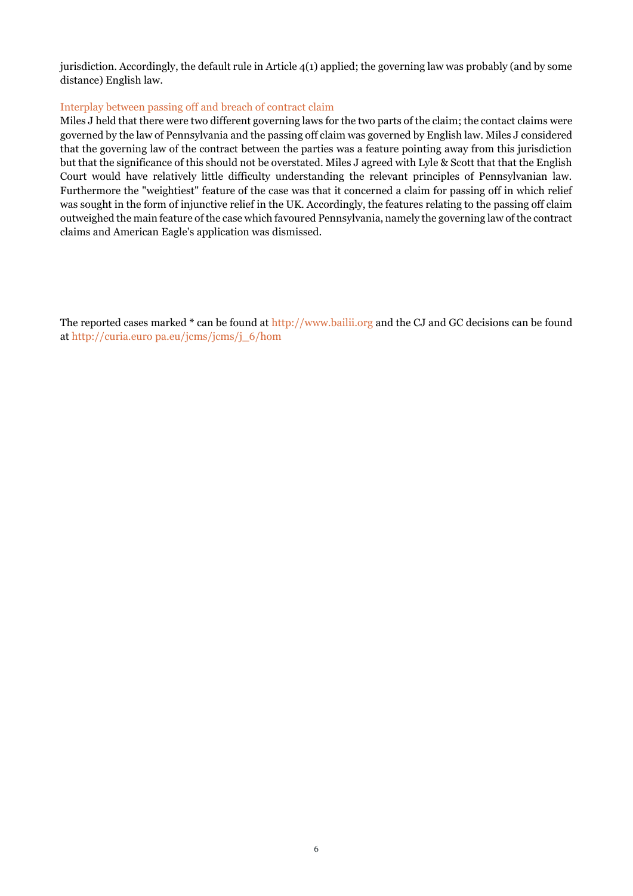jurisdiction. Accordingly, the default rule in Article 4(1) applied; the governing law was probably (and by some distance) English law.

### Interplay between passing off and breach of contract claim

Miles J held that there were two different governing laws for the two parts of the claim; the contact claims were governed by the law of Pennsylvania and the passing off claim was governed by English law. Miles J considered that the governing law of the contract between the parties was a feature pointing away from this jurisdiction but that the significance of this should not be overstated. Miles J agreed with Lyle & Scott that that the English Court would have relatively little difficulty understanding the relevant principles of Pennsylvanian law. Furthermore the "weightiest" feature of the case was that it concerned a claim for passing off in which relief was sought in the form of injunctive relief in the UK. Accordingly, the features relating to the passing off claim outweighed the main feature of the case which favoured Pennsylvania, namely the governing law of the contract claims and American Eagle's application was dismissed.

The reported cases marked * can be found at http://www.bailii.org and the CJ and GC decisions can be found at http://curia.euro pa.eu/jcms/jcms/j_6/hom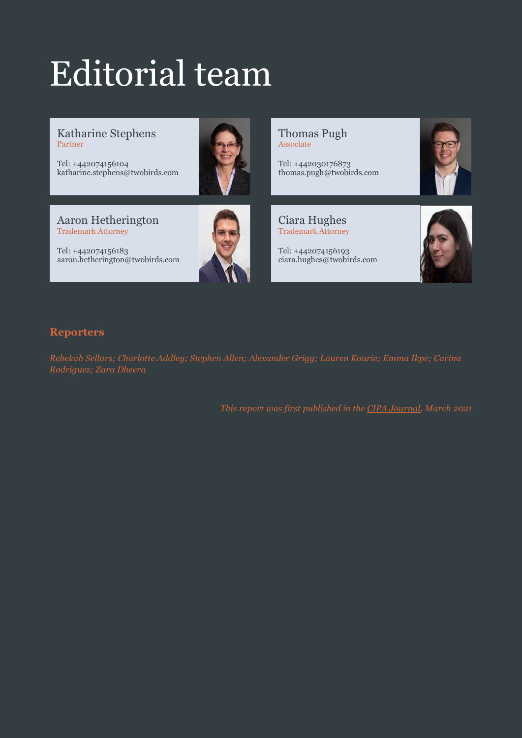# Editorial team

Katharine Stephens
Partner

Tel: +442074156104
katharine.stephens@twobirds.com

Thomas Pugh
Associate

Tel: +442030176873
thomas.pugh@twobirds.com

Aaron Hetherington
Trademark Attorney

Tel: +442074156183
aaron.hetherington@twobirds.com

Ciara Hughes
Trademark Attorney

Tel: +442074156193
ciara.hughes@twobirds.com

**Reporters**

*Rebekah Sellars; Charlotte Addley; Stephen Allen; Alexander Grigg; Lauren Kourie; Emma Ikpe; Carina Rodriguez; Zara Dheera*

*This report was first published in the CIPA Journal, March 2021*